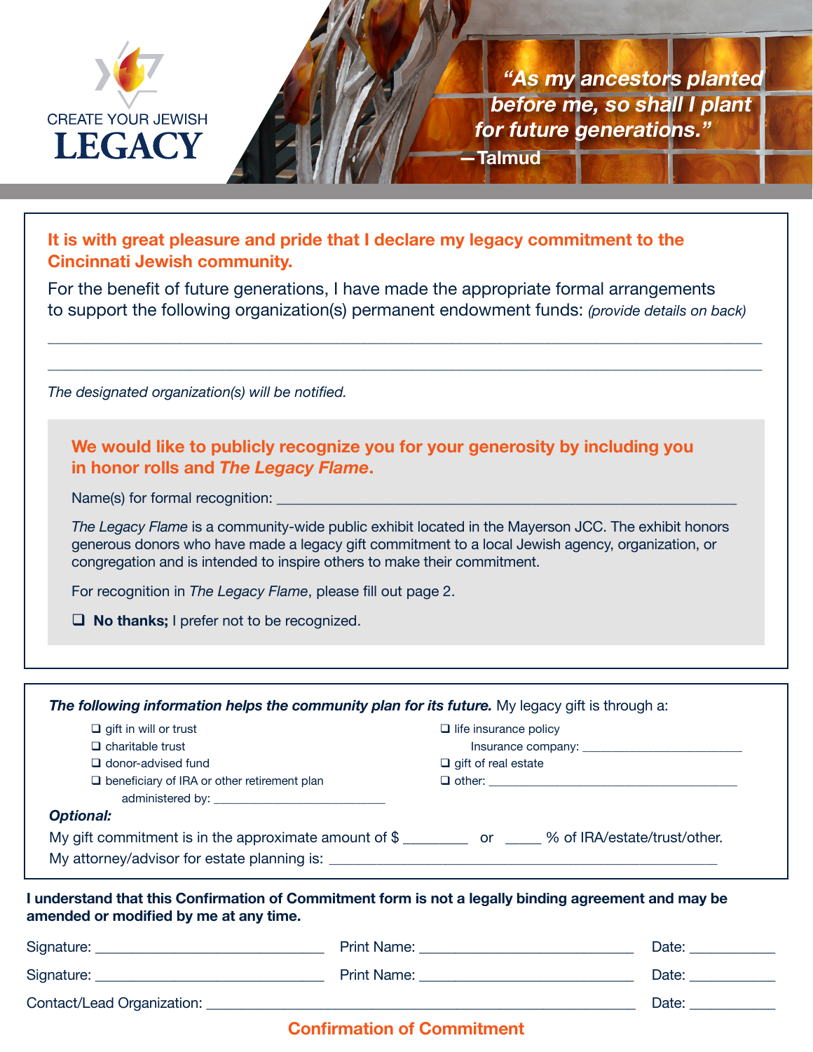CREATE YOUR JEWISH

# LEGACY

*"As my ancestors planted before me, so shall I plant for future generations."*
*—Talmud*

**It is with great pleasure and pride that I declare my legacy commitment to the Cincinnati Jewish community.**

For the benefit of future generations, I have made the appropriate formal arrangements to support the following organization(s) permanent endowment funds: *(provide details on back)*

_______________________________________________________________________________

_______________________________________________________________________________

*The designated organization(s) will be notified.*

**We would like to publicly recognize you for your generosity by including you in honor rolls and *The Legacy Flame*.**

Name(s) for formal recognition: ____________________________________________

*The Legacy Flame* is a community-wide public exhibit located in the Mayerson JCC. The exhibit honors generous donors who have made a legacy gift commitment to a local Jewish agency, organization, or congregation and is intended to inspire others to make their commitment.

For recognition in *The Legacy Flame*, please fill out page 2.

❑ **No thanks;** I prefer not to be recognized.

***The following information helps the community plan for its future.*** My legacy gift is through a:

- ❑ gift in will or trust
- ❑ charitable trust
- ❑ donor-advised fund
- ❑ beneficiary of IRA or other retirement plan administered by: ______________________
- ❑ life insurance policy Insurance company: ______________________
- ❑ gift of real estate
- ❑ other: ____________________________________

***Optional:***

My gift commitment is in the approximate amount of $ ________ or _____ % of IRA/estate/trust/other.

My attorney/advisor for estate planning is: ____________________________________________

**I understand that this Confirmation of Commitment form is not a legally binding agreement and may be amended or modified by me at any time.**

Signature: ____________________________ Print Name: ____________________________ Date: ___________

Signature: ____________________________ Print Name: ____________________________ Date: ___________

Contact/Lead Organization: ____________________________________________________ Date: ___________

**Confirmation of Commitment**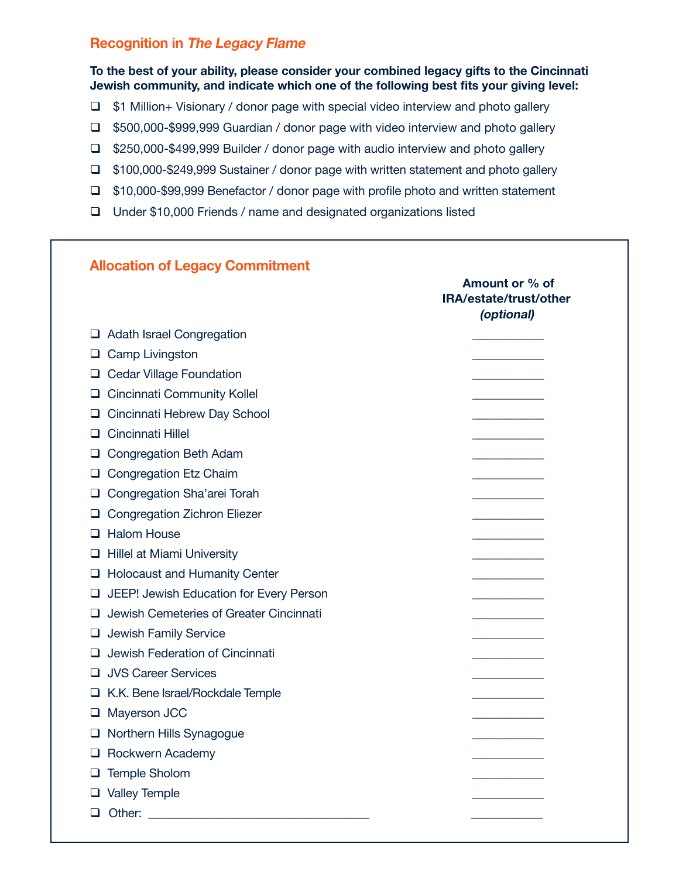## Recognition in *The Legacy Flame*

**To the best of your ability, please consider your combined legacy gifts to the Cincinnati Jewish community, and indicate which one of the following best fits your giving level:**

- ❑ $1 Million+ Visionary / donor page with special video interview and photo gallery
- ❑ $500,000-$999,999 Guardian / donor page with video interview and photo gallery
- ❑ $250,000-$499,999 Builder / donor page with audio interview and photo gallery
- ❑ $100,000-$249,999 Sustainer / donor page with written statement and photo gallery
- ❑ $10,000-$99,999 Benefactor / donor page with profile photo and written statement
- ❑ Under $10,000 Friends / name and designated organizations listed

## Allocation of Legacy Commitment

| | **Amount or % of IRA/estate/trust/other *(optional)*** |
|---|---|
| ❑ Adath Israel Congregation | ___________ |
| ❑ Camp Livingston | ___________ |
| ❑ Cedar Village Foundation | ___________ |
| ❑ Cincinnati Community Kollel | ___________ |
| ❑ Cincinnati Hebrew Day School | ___________ |
| ❑ Cincinnati Hillel | ___________ |
| ❑ Congregation Beth Adam | ___________ |
| ❑ Congregation Etz Chaim | ___________ |
| ❑ Congregation Sha'arei Torah | ___________ |
| ❑ Congregation Zichron Eliezer | ___________ |
| ❑ Halom House | ___________ |
| ❑ Hillel at Miami University | ___________ |
| ❑ Holocaust and Humanity Center | ___________ |
| ❑ JEEP! Jewish Education for Every Person | ___________ |
| ❑ Jewish Cemeteries of Greater Cincinnati | ___________ |
| ❑ Jewish Family Service | ___________ |
| ❑ Jewish Federation of Cincinnati | ___________ |
| ❑ JVS Career Services | ___________ |
| ❑ K.K. Bene Israel/Rockdale Temple | ___________ |
| ❑ Mayerson JCC | ___________ |
| ❑ Northern Hills Synagogue | ___________ |
| ❑ Rockwern Academy | ___________ |
| ❑ Temple Sholom | ___________ |
| ❑ Valley Temple | ___________ |
| ❑ Other: ________________________________ | ___________ |